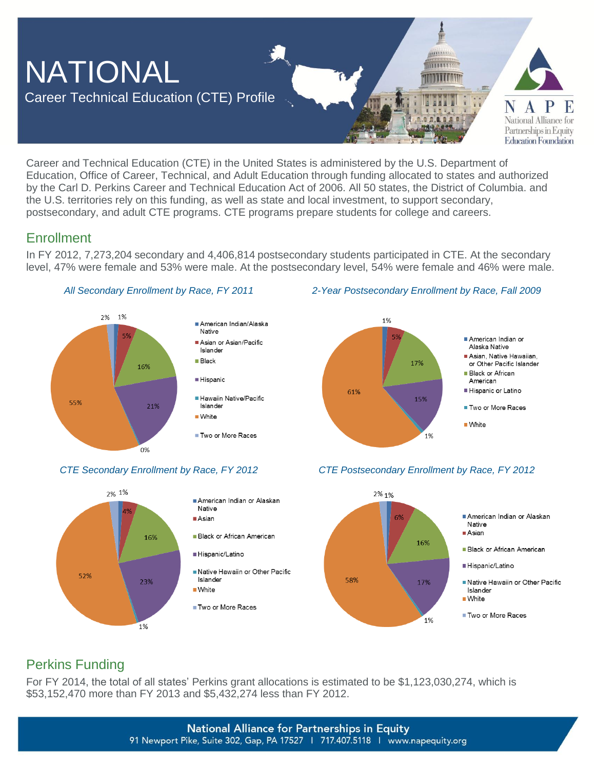# NATIONAL

## Career Technical Education (CTE) Profile

NAPE
National Alliance for Partnerships in Equity
Education Foundation

Career and Technical Education (CTE) in the United States is administered by the U.S. Department of Education, Office of Career, Technical, and Adult Education through funding allocated to states and authorized by the Carl D. Perkins Career and Technical Education Act of 2006. All 50 states, the District of Columbia. and the U.S. territories rely on this funding, as well as state and local investment, to support secondary, postsecondary, and adult CTE programs. CTE programs prepare students for college and careers.

## Enrollment

In FY 2012, 7,273,204 secondary and 4,406,814 postsecondary students participated in CTE. At the secondary level, 47% were female and 53% were male. At the postsecondary level, 54% were female and 46% were male.

*All Secondary Enrollment by Race, FY 2011*

| Race | Percent |
| --- | --- |
| American Indian/Alaska Native | 1% |
| Asian or Asian/Pacific Islander | 5% |
| Black | 16% |
| Hispanic | 21% |
| Hawaiin Native/Pacific Islander | 0% |
| White | 55% |
| Two or More Races | 2% |

*2-Year Postsecondary Enrollment by Race, Fall 2009*

| Race | Percent |
| --- | --- |
| American Indian or Alaska Native | 1% |
| Asian, Native Hawaiian, or Other Pacific Islander | 5% |
| Black or African American | 17% |
| Hispanic or Latino | 15% |
| Two or More Races | 1% |
| White | 61% |

*CTE Secondary Enrollment by Race, FY 2012*

| Race | Percent |
| --- | --- |
| American Indian or Alaskan Native | 1% |
| Asian | 4% |
| Black or African American | 16% |
| Hispanic/Latino | 23% |
| Native Hawaiin or Other Pacific Islander | 1% |
| White | 52% |
| Two or More Races | 2% |

*CTE Postsecondary Enrollment by Race, FY 2012*

| Race | Percent |
| --- | --- |
| American Indian or Alaskan Native | 1% |
| Asian | 6% |
| Black or African American | 16% |
| Hispanic/Latino | 17% |
| Native Hawaiin or Other Pacific Islander | 1% |
| White | 58% |
| Two or More Races | 2% |

## Perkins Funding

For FY 2014, the total of all states' Perkins grant allocations is estimated to be $1,123,030,274, which is $53,152,470 more than FY 2013 and $5,432,274 less than FY 2012.

**National Alliance for Partnerships in Equity**
91 Newport Pike, Suite 302, Gap, PA 17527 | 717.407.5118 | www.napequity.org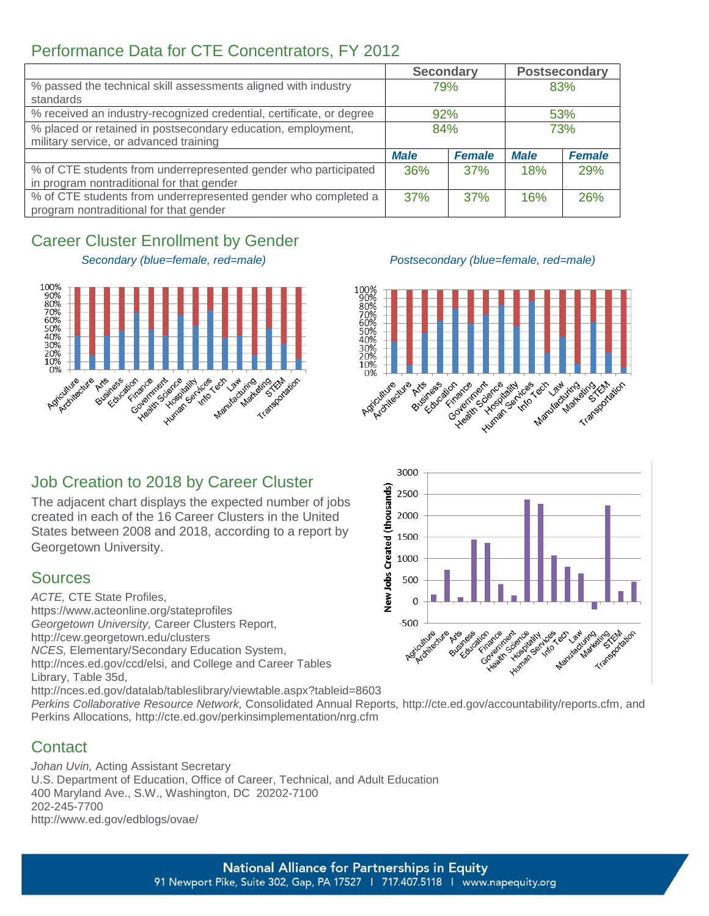## Performance Data for CTE Concentrators, FY 2012

| | Secondary | | Postsecondary | |
|---|---|---|---|---|
| % passed the technical skill assessments aligned with industry standards | 79% | | 83% | |
| % received an industry-recognized credential, certificate, or degree | 92% | | 53% | |
| % placed or retained in postsecondary education, employment, military service, or advanced training | 84% | | 73% | |
| | ***Male*** | ***Female*** | ***Male*** | ***Female*** |
| % of CTE students from underrepresented gender who participated in program nontraditional for that gender | 36% | 37% | 18% | 29% |
| % of CTE students from underrepresented gender who completed a program nontraditional for that gender | 37% | 37% | 16% | 26% |

## Career Cluster Enrollment by Gender

*Secondary (blue=female, red=male)*

100%
90%
80%
70%
60%
50%
40%
30%
20%
10%
0%

Agriculture, Architecture, Arts, Business, Education, Finance, Government, Health Science, Hospitality, Human Services, Info Tech, Law, Manufacturing, Marketing, STEM, Transportation

*Postsecondary (blue=female, red=male)*

100%
90%
80%
70%
60%
50%
40%
30%
20%
10%
0%

Agriculture, Architecture, Arts, Business, Education, Finance, Government, Health Science, Hospitality, Human Services, Info Tech, Law, Manufacturing, Marketing, STEM, Transportation

## Job Creation to 2018 by Career Cluster

The adjacent chart displays the expected number of jobs created in each of the 16 Career Clusters in the United States between 2008 and 2018, according to a report by Georgetown University.

New Jobs Created (thousands)

3000
2500
2000
1500
1000
500
0
-500

Agriculture, Architecture, Arts, Business, Education, Finance, Government, Health Science, Hospitality, Human Services, Info Tech, Law, Manufacturing, Marketing, STEM, Transportation

## Sources

*ACTE,* CTE State Profiles, https://www.acteonline.org/stateprofiles
*Georgetown University,* Career Clusters Report, http://cew.georgetown.edu/clusters
*NCES,* Elementary/Secondary Education System, http://nces.ed.gov/ccd/elsi, and College and Career Tables Library, Table 35d, http://nces.ed.gov/datalab/tableslibrary/viewtable.aspx?tableid=8603
*Perkins Collaborative Resource Network,* Consolidated Annual Reports*,* http://cte.ed.gov/accountability/reports.cfm, and Perkins Allocations*,* http://cte.ed.gov/perkinsimplementation/nrg.cfm

## Contact

*Johan Uvin,* Acting Assistant Secretary
U.S. Department of Education, Office of Career, Technical, and Adult Education
400 Maryland Ave., S.W., Washington, DC 20202-7100
202-245-7700
http://www.ed.gov/edblogs/ovae/

**National Alliance for Partnerships in Equity**
91 Newport Pike, Suite 302, Gap, PA 17527 | 717.407.5118 | www.napequity.org